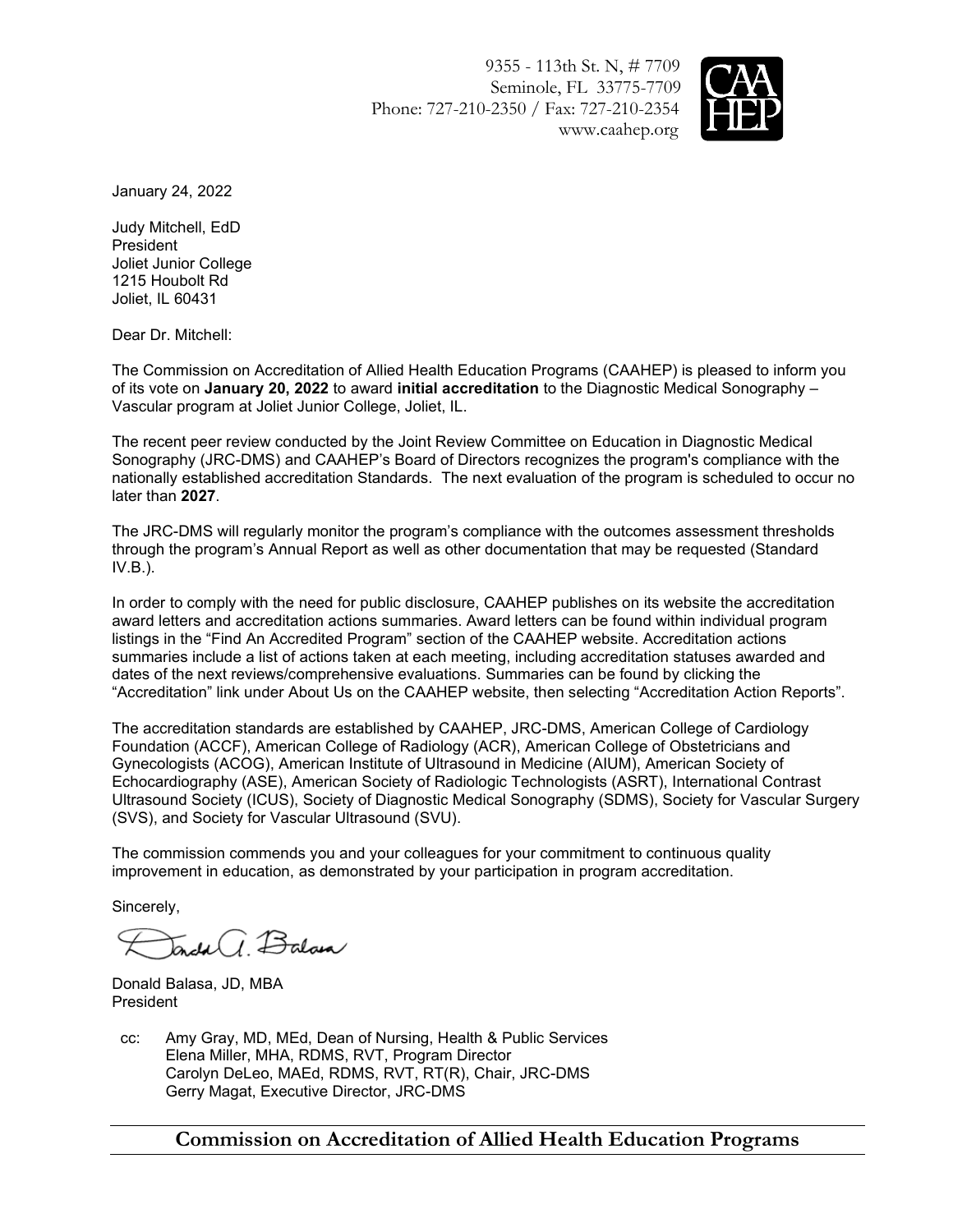9355 - 113th St. N, # 7709
Seminole, FL 33775-7709
Phone: 727-210-2350 / Fax: 727-210-2354
www.caahep.org

January 24, 2022

Judy Mitchell, EdD
President
Joliet Junior College
1215 Houbolt Rd
Joliet, IL 60431

Dear Dr. Mitchell:

The Commission on Accreditation of Allied Health Education Programs (CAAHEP) is pleased to inform you of its vote on **January 20, 2022** to award **initial accreditation** to the Diagnostic Medical Sonography – Vascular program at Joliet Junior College, Joliet, IL.

The recent peer review conducted by the Joint Review Committee on Education in Diagnostic Medical Sonography (JRC-DMS) and CAAHEP's Board of Directors recognizes the program's compliance with the nationally established accreditation Standards. The next evaluation of the program is scheduled to occur no later than **2027**.

The JRC-DMS will regularly monitor the program's compliance with the outcomes assessment thresholds through the program's Annual Report as well as other documentation that may be requested (Standard IV.B.).

In order to comply with the need for public disclosure, CAAHEP publishes on its website the accreditation award letters and accreditation actions summaries. Award letters can be found within individual program listings in the "Find An Accredited Program" section of the CAAHEP website. Accreditation actions summaries include a list of actions taken at each meeting, including accreditation statuses awarded and dates of the next reviews/comprehensive evaluations. Summaries can be found by clicking the "Accreditation" link under About Us on the CAAHEP website, then selecting "Accreditation Action Reports".

The accreditation standards are established by CAAHEP, JRC-DMS, American College of Cardiology Foundation (ACCF), American College of Radiology (ACR), American College of Obstetricians and Gynecologists (ACOG), American Institute of Ultrasound in Medicine (AIUM), American Society of Echocardiography (ASE), American Society of Radiologic Technologists (ASRT), International Contrast Ultrasound Society (ICUS), Society of Diagnostic Medical Sonography (SDMS), Society for Vascular Surgery (SVS), and Society for Vascular Ultrasound (SVU).

The commission commends you and your colleagues for your commitment to continuous quality improvement in education, as demonstrated by your participation in program accreditation.

Sincerely,

Donald Balasa, JD, MBA
President

cc: Amy Gray, MD, MEd, Dean of Nursing, Health & Public Services
Elena Miller, MHA, RDMS, RVT, Program Director
Carolyn DeLeo, MAEd, RDMS, RVT, RT(R), Chair, JRC-DMS
Gerry Magat, Executive Director, JRC-DMS

**Commission on Accreditation of Allied Health Education Programs**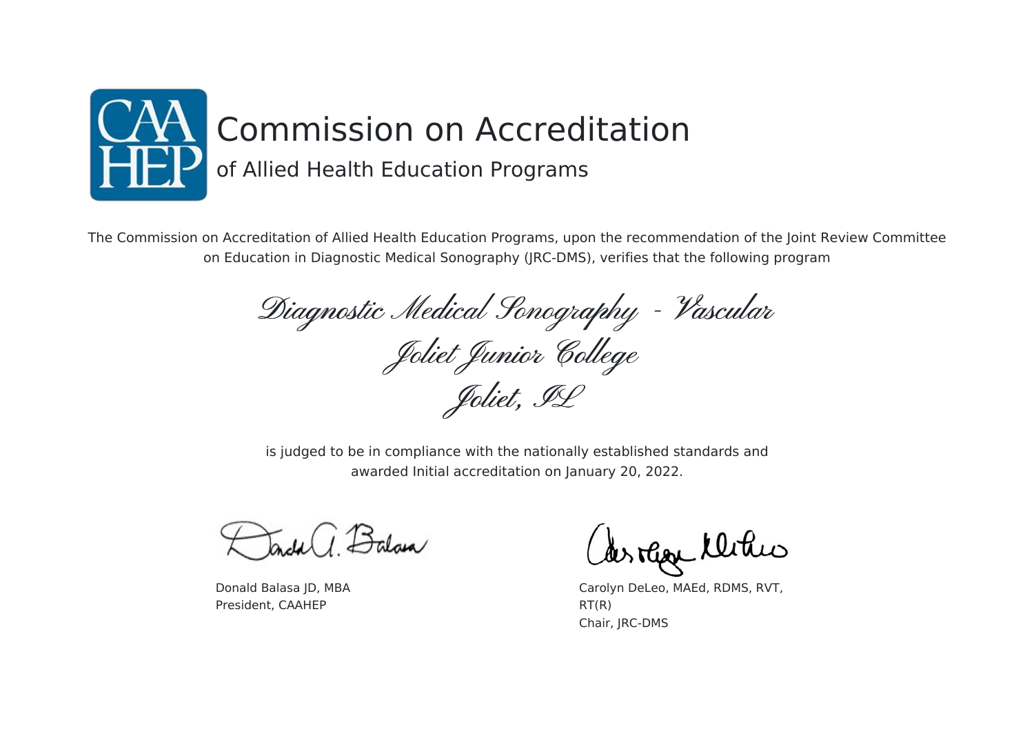# Commission on Accreditation

## of Allied Health Education Programs

The Commission on Accreditation of Allied Health Education Programs, upon the recommendation of the Joint Review Committee on Education in Diagnostic Medical Sonography (JRC-DMS), verifies that the following program

*Diagnostic Medical Sonography - Vascular*

*Joliet Junior College*

*Joliet, IL*

is judged to be in compliance with the nationally established standards and awarded Initial accreditation on January 20, 2022.

Donald Balasa JD, MBA
President, CAAHEP

Carolyn DeLeo, MAEd, RDMS, RVT, RT(R)
Chair, JRC-DMS